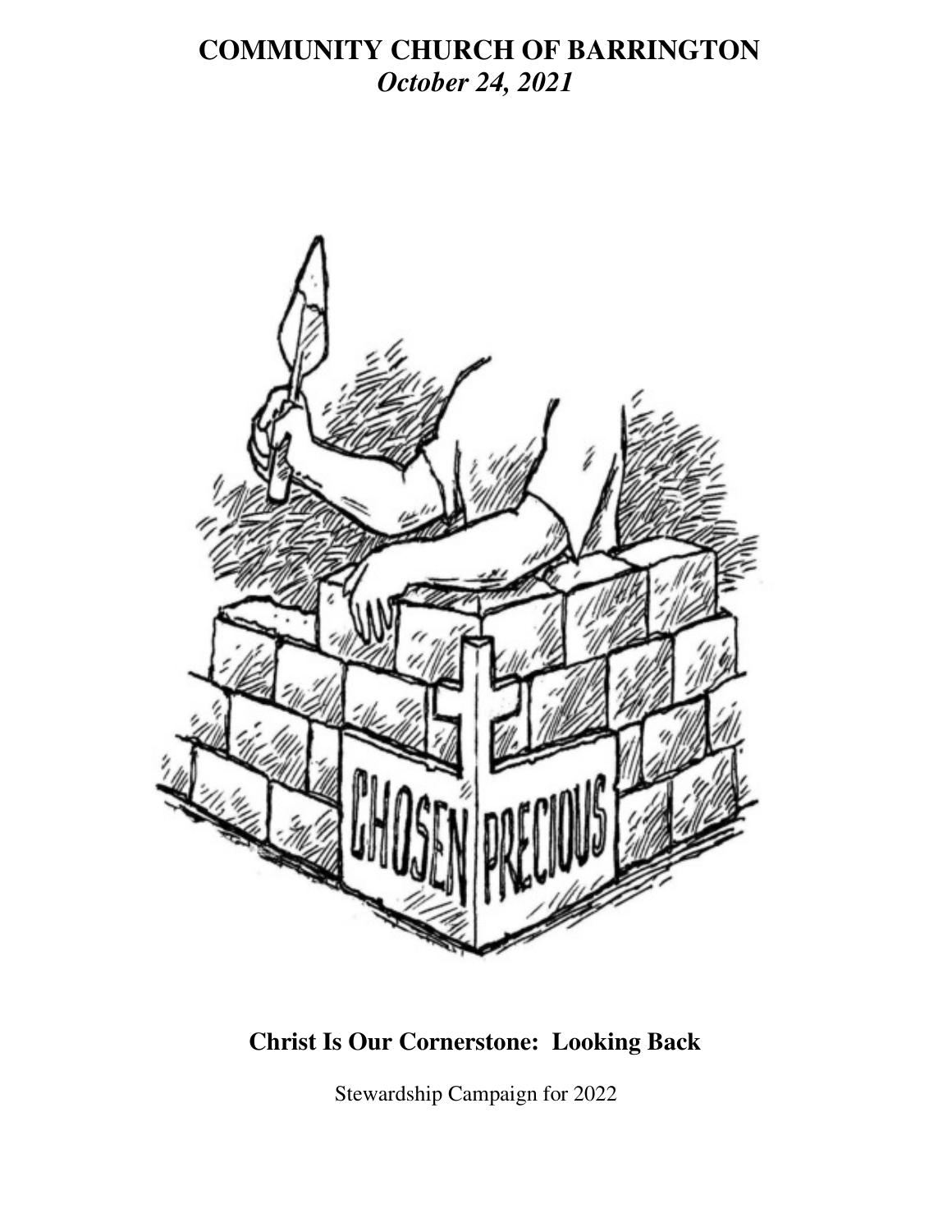# COMMUNITY CHURCH OF BARRINGTON

***October 24, 2021***

**Christ Is Our Cornerstone: Looking Back**

Stewardship Campaign for 2022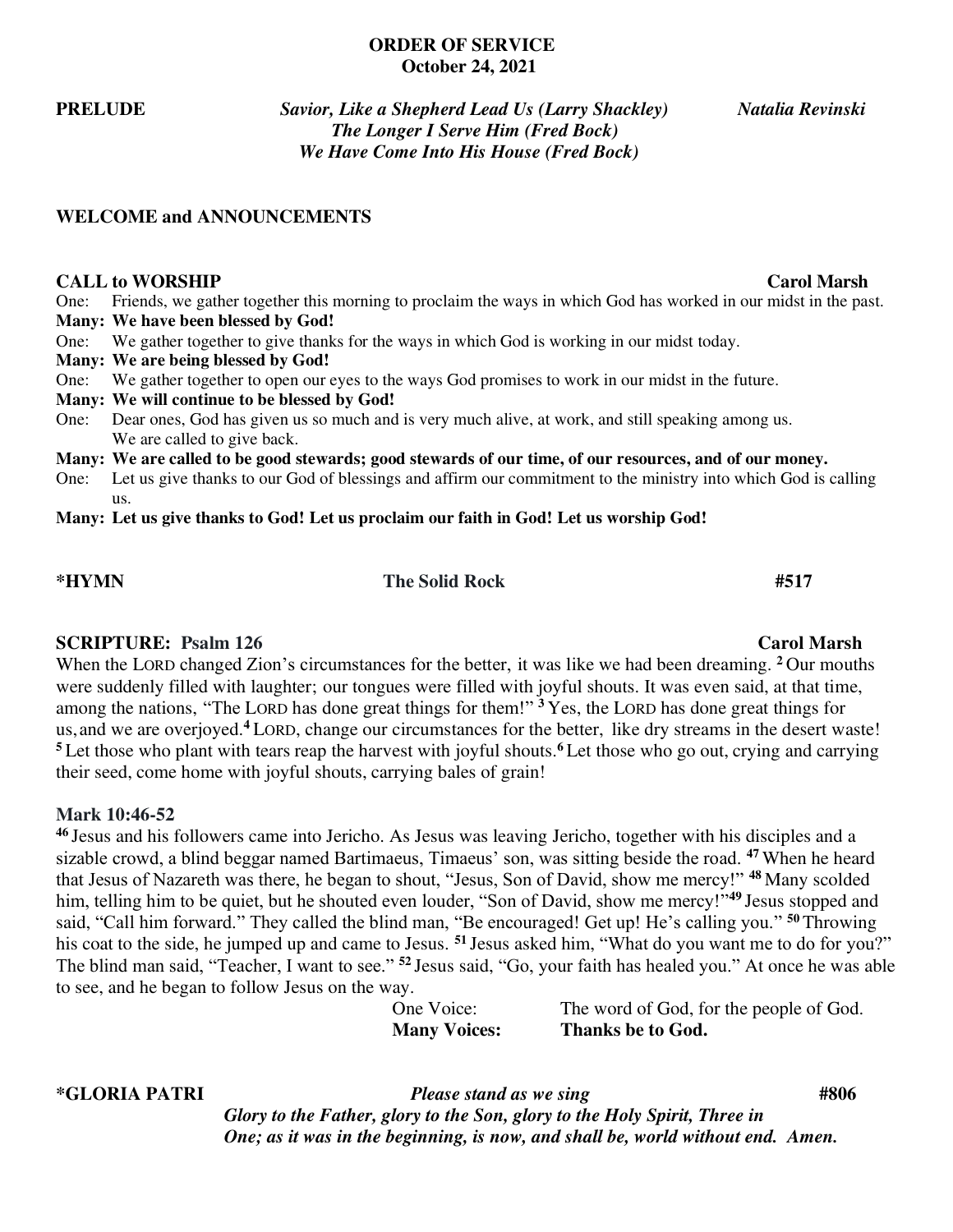# ORDER OF SERVICE
**October 24, 2021**

**PRELUDE** *Savior, Like a Shepherd Lead Us (Larry Shackley)* **Natalia Revinski**
***The Longer I Serve Him (Fred Bock)***
***We Have Come Into His House (Fred Bock)***

**WELCOME and ANNOUNCEMENTS**

**CALL to WORSHIP** **Carol Marsh**

One: Friends, we gather together this morning to proclaim the ways in which God has worked in our midst in the past.
**Many: We have been blessed by God!**
One: We gather together to give thanks for the ways in which God is working in our midst today.
**Many: We are being blessed by God!**
One: We gather together to open our eyes to the ways God promises to work in our midst in the future.
**Many: We will continue to be blessed by God!**
One: Dear ones, God has given us so much and is very much alive, at work, and still speaking among us. We are called to give back.
**Many: We are called to be good stewards; good stewards of our time, of our resources, and of our money.**
One: Let us give thanks to our God of blessings and affirm our commitment to the ministry into which God is calling us.
**Many: Let us give thanks to God! Let us proclaim our faith in God! Let us worship God!**

**\*HYMN** **The Solid Rock** **#517**

**SCRIPTURE: Psalm 126** **Carol Marsh**

When the LORD changed Zion's circumstances for the better, it was like we had been dreaming. **2** Our mouths were suddenly filled with laughter; our tongues were filled with joyful shouts. It was even said, at that time, among the nations, "The LORD has done great things for them!" **3** Yes, the LORD has done great things for us, and we are overjoyed. **4** LORD, change our circumstances for the better, like dry streams in the desert waste! **5** Let those who plant with tears reap the harvest with joyful shouts. **6** Let those who go out, crying and carrying their seed, come home with joyful shouts, carrying bales of grain!

**Mark 10:46-52**

**46** Jesus and his followers came into Jericho. As Jesus was leaving Jericho, together with his disciples and a sizable crowd, a blind beggar named Bartimaeus, Timaeus' son, was sitting beside the road. **47** When he heard that Jesus of Nazareth was there, he began to shout, "Jesus, Son of David, show me mercy!" **48** Many scolded him, telling him to be quiet, but he shouted even louder, "Son of David, show me mercy!" **49** Jesus stopped and said, "Call him forward." They called the blind man, "Be encouraged! Get up! He's calling you." **50** Throwing his coat to the side, he jumped up and came to Jesus. **51** Jesus asked him, "What do you want me to do for you?" The blind man said, "Teacher, I want to see." **52** Jesus said, "Go, your faith has healed you." At once he was able to see, and he began to follow Jesus on the way.

One Voice: The word of God, for the people of God.
**Many Voices: Thanks be to God.**

**\*GLORIA PATRI** *Please stand as we sing* **#806**

***Glory to the Father, glory to the Son, glory to the Holy Spirit, Three in One; as it was in the beginning, is now, and shall be, world without end. Amen.***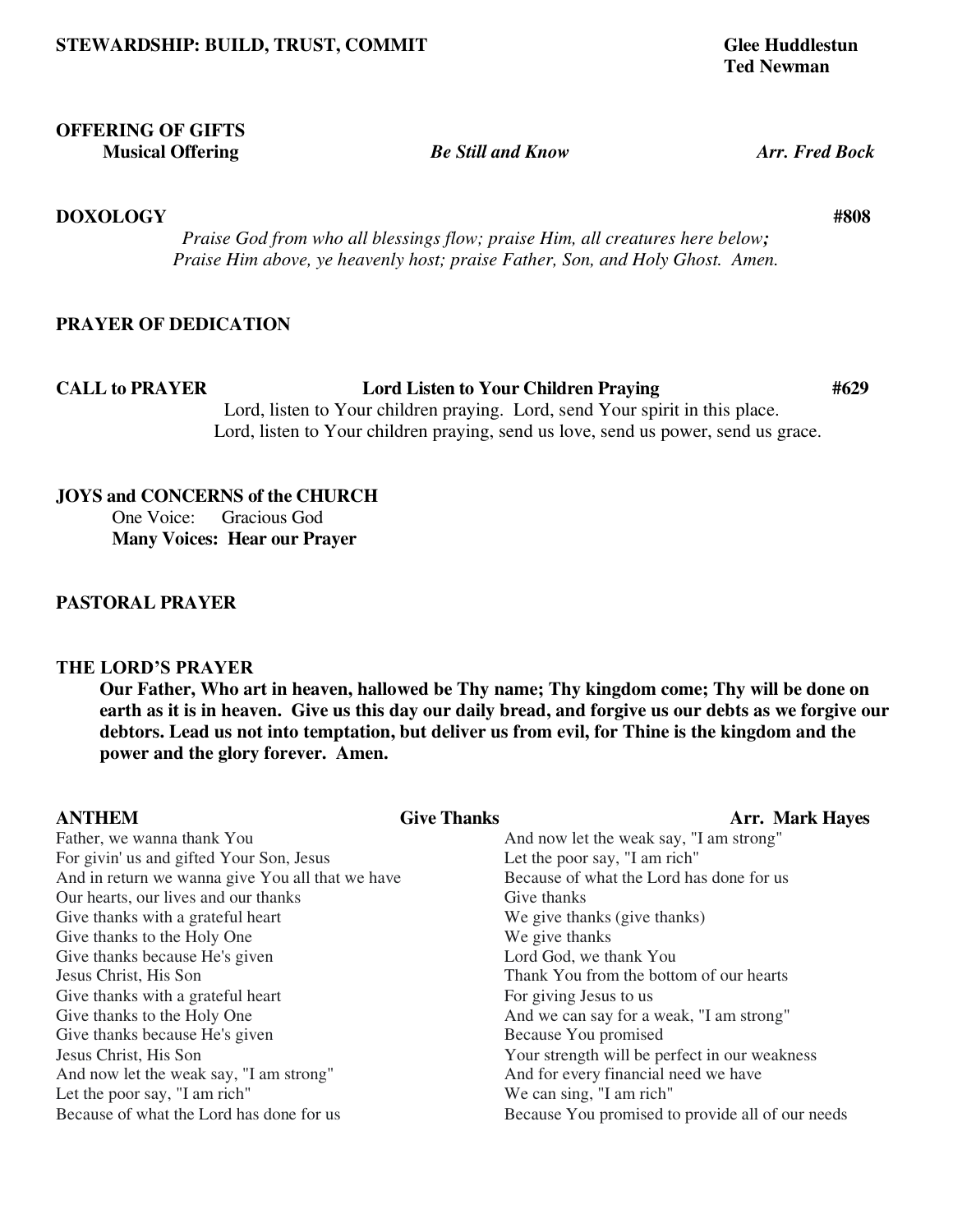**STEWARDSHIP: BUILD, TRUST, COMMIT** **Glee Huddlestun**
**Ted Newman**

**OFFERING OF GIFTS**

**Musical Offering** ***Be Still and Know*** ***Arr. Fred Bock***

**DOXOLOGY** **#808**

*Praise God from who all blessings flow; praise Him, all creatures here below;*
*Praise Him above, ye heavenly host; praise Father, Son, and Holy Ghost. Amen.*

**PRAYER OF DEDICATION**

**CALL to PRAYER** **Lord Listen to Your Children Praying** **#629**

Lord, listen to Your children praying. Lord, send Your spirit in this place.
Lord, listen to Your children praying, send us love, send us power, send us grace.

**JOYS and CONCERNS of the CHURCH**

One Voice: Gracious God
**Many Voices: Hear our Prayer**

**PASTORAL PRAYER**

**THE LORD'S PRAYER**

**Our Father, Who art in heaven, hallowed be Thy name; Thy kingdom come; Thy will be done on earth as it is in heaven. Give us this day our daily bread, and forgive us our debts as we forgive our debtors. Lead us not into temptation, but deliver us from evil, for Thine is the kingdom and the power and the glory forever. Amen.**

**ANTHEM** **Give Thanks** **Arr. Mark Hayes**

Father, we wanna thank You
For givin' us and gifted Your Son, Jesus
And in return we wanna give You all that we have
Our hearts, our lives and our thanks
Give thanks with a grateful heart
Give thanks to the Holy One
Give thanks because He's given
Jesus Christ, His Son
Give thanks with a grateful heart
Give thanks to the Holy One
Give thanks because He's given
Jesus Christ, His Son
And now let the weak say, "I am strong"
Let the poor say, "I am rich"
Because of what the Lord has done for us
And now let the weak say, "I am strong"
Let the poor say, "I am rich"
Because of what the Lord has done for us
Give thanks
We give thanks (give thanks)
We give thanks
Lord God, we thank You
Thank You from the bottom of our hearts
For giving Jesus to us
And we can say for a weak, "I am strong"
Because You promised
Your strength will be perfect in our weakness
And for every financial need we have
We can sing, "I am rich"
Because You promised to provide all of our needs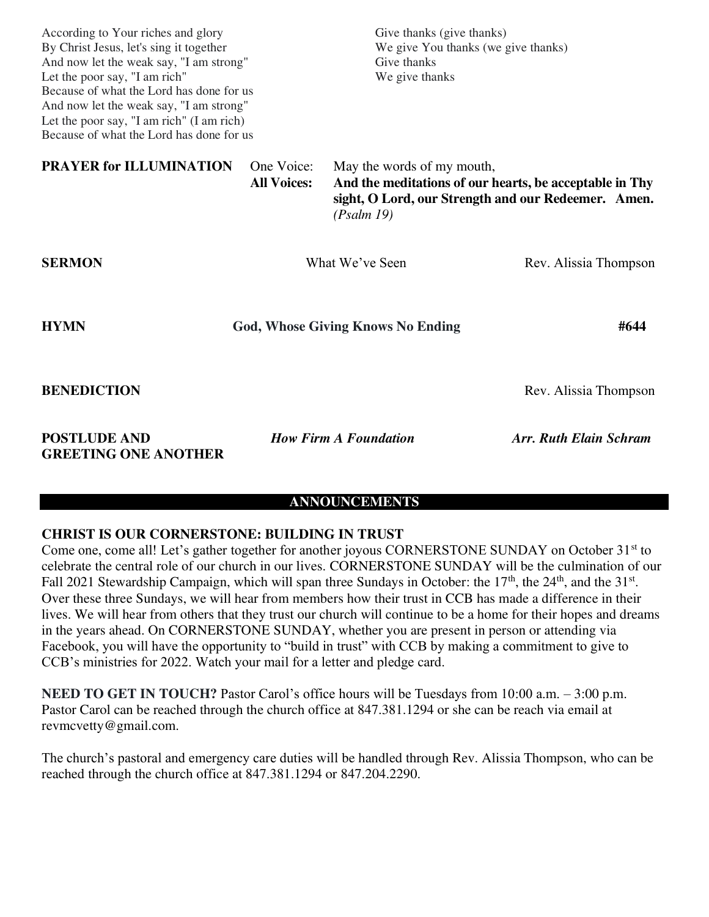According to Your riches and glory
By Christ Jesus, let's sing it together
And now let the weak say, "I am strong"
Let the poor say, "I am rich"
Because of what the Lord has done for us
And now let the weak say, "I am strong"
Let the poor say, "I am rich" (I am rich)
Because of what the Lord has done for us

Give thanks (give thanks)
We give You thanks (we give thanks)
Give thanks
We give thanks

**PRAYER for ILLUMINATION**

One Voice: May the words of my mouth,
**All Voices: And the meditations of our hearts, be acceptable in Thy sight, O Lord, our Strength and our Redeemer. Amen.**
*(Psalm 19)*

**SERMON** — What We've Seen — Rev. Alissia Thompson

**HYMN** — **God, Whose Giving Knows No Ending** — **#644**

**BENEDICTION** — Rev. Alissia Thompson

**POSTLUDE AND GREETING ONE ANOTHER** — ***How Firm A Foundation*** — ***Arr. Ruth Elain Schram***

## ANNOUNCEMENTS

**CHRIST IS OUR CORNERSTONE: BUILDING IN TRUST**

Come one, come all! Let's gather together for another joyous CORNERSTONE SUNDAY on October 31st to celebrate the central role of our church in our lives. CORNERSTONE SUNDAY will be the culmination of our Fall 2021 Stewardship Campaign, which will span three Sundays in October: the 17th, the 24th, and the 31st. Over these three Sundays, we will hear from members how their trust in CCB has made a difference in their lives. We will hear from others that they trust our church will continue to be a home for their hopes and dreams in the years ahead. On CORNERSTONE SUNDAY, whether you are present in person or attending via Facebook, you will have the opportunity to "build in trust" with CCB by making a commitment to give to CCB's ministries for 2022. Watch your mail for a letter and pledge card.

**NEED TO GET IN TOUCH?** Pastor Carol's office hours will be Tuesdays from 10:00 a.m. – 3:00 p.m. Pastor Carol can be reached through the church office at 847.381.1294 or she can be reach via email at revmcvetty@gmail.com.

The church's pastoral and emergency care duties will be handled through Rev. Alissia Thompson, who can be reached through the church office at 847.381.1294 or 847.204.2290.